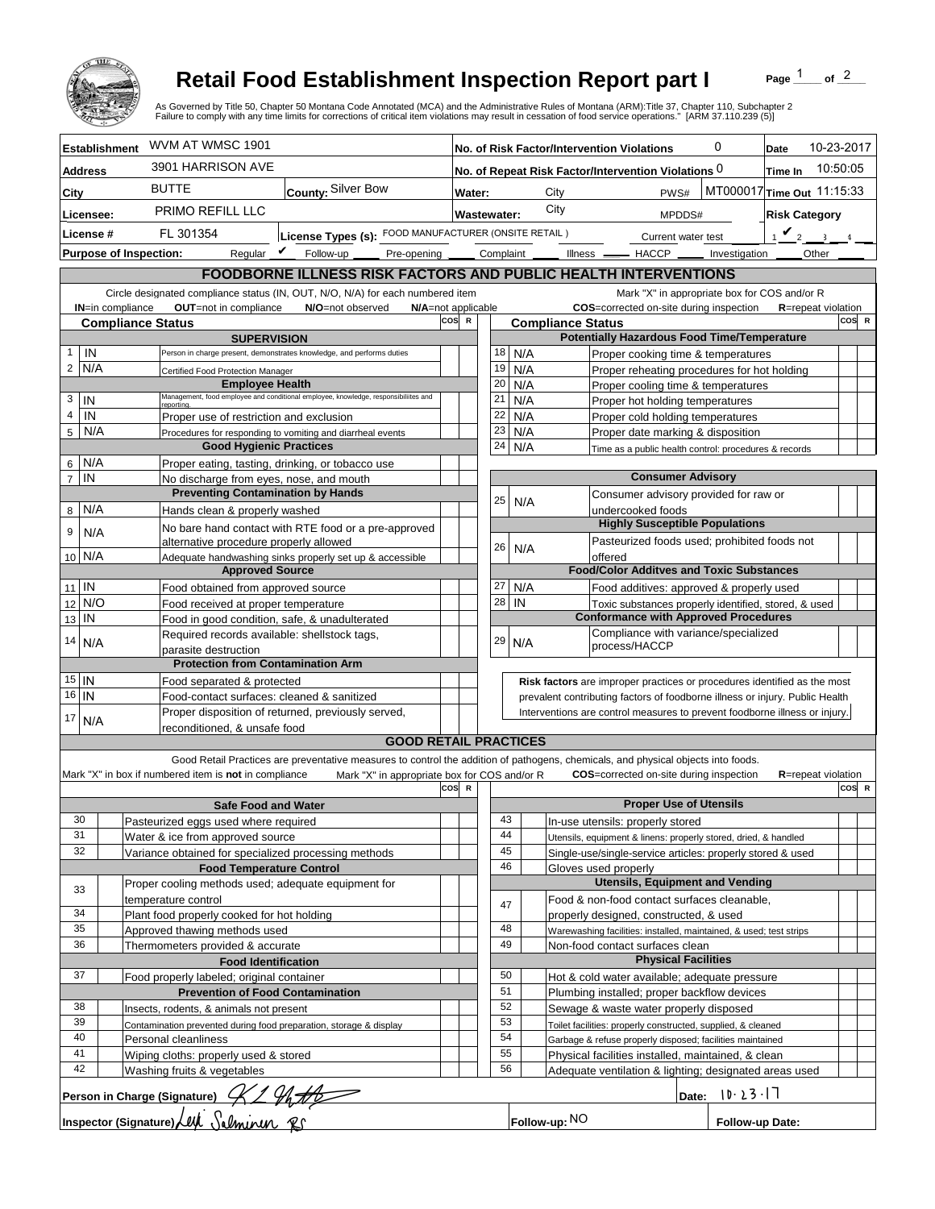# Retail Food Establishment Inspection Report part I

Page 1 of 2

As Governed by Title 50, Chapter 50 Montana Code Annotated (MCA) and the Administrative Rules of Montana (ARM):Title 37, Chapter 110, Subchapter 2
Failure to comply with any time limits for corrections of critical item violations may result in cessation of food service operations." [ARM 37.110.239 (5)]

| | | | | | |
|---|---|---|---|---|---|
| **Establishment** | WVM AT WMSC 1901 | | **No. of Risk Factor/Intervention Violations** 0 | | **Date** 10-23-2017 |
| **Address** | 3901 HARRISON AVE | | **No. of Repeat Risk Factor/Intervention Violations** 0 | | **Time In** 10:50:05 |
| **City** | BUTTE | **County:** Silver Bow | **Water:** City | PWS# MT000017 | **Time Out** 11:15:33 |
| **Licensee:** | PRIMO REFILL LLC | | **Wastewater:** City | MPDDS# | **Risk Category** |
| **License #** | FL 301354 | **License Types (s):** FOOD MANUFACTURER (ONSITE RETAIL ) | Current water test | | 1 ✔ 2 3 4 |

**Purpose of Inspection:** Regular ✔ Follow-up ___ Pre-opening ___ Complaint ___ Illness ___ HACCP ___ Investigation ___ Other ___

## FOODBORNE ILLNESS RISK FACTORS AND PUBLIC HEALTH INTERVENTIONS

Circle designated compliance status (IN, OUT, N/O, N/A) for each numbered item — Mark "X" in appropriate box for COS and/or R

**IN**=in compliance **OUT**=not in compliance **N/O**=not observed **N/A**=not applicable **COS**=corrected on-site during inspection **R**=repeat violation

| # | Compliance Status | | COS | R |
|---|---|---|---|---|
| | **SUPERVISION** | | | |
| 1 | IN | Person in charge present, demonstrates knowledge, and performs duties | | |
| 2 | N/A | Certified Food Protection Manager | | |
| | **Employee Health** | | | |
| 3 | IN | Management, food employee and conditional employee, knowledge, responsibiliites and reporting. | | |
| 4 | IN | Proper use of restriction and exclusion | | |
| 5 | N/A | Procedures for responding to vomiting and diarrheal events | | |
| | **Good Hygienic Practices** | | | |
| 6 | N/A | Proper eating, tasting, drinking, or tobacco use | | |
| 7 | IN | No discharge from eyes, nose, and mouth | | |
| | **Preventing Contamination by Hands** | | | |
| 8 | N/A | Hands clean & properly washed | | |
| 9 | N/A | No bare hand contact with RTE food or a pre-approved alternative procedure properly allowed | | |
| 10 | N/A | Adequate handwashing sinks properly set up & accessible | | |
| | **Approved Source** | | | |
| 11 | IN | Food obtained from approved source | | |
| 12 | N/O | Food received at proper temperature | | |
| 13 | IN | Food in good condition, safe, & unadulterated | | |
| 14 | N/A | Required records available: shellstock tags, parasite destruction | | |
| | **Protection from Contamination Arm** | | | |
| 15 | IN | Food separated & protected | | |
| 16 | IN | Food-contact surfaces: cleaned & sanitized | | |
| 17 | N/A | Proper disposition of returned, previously served, reconditioned, & unsafe food | | |
| | **Potentially Hazardous Food Time/Temperature** | | | |
| 18 | N/A | Proper cooking time & temperatures | | |
| 19 | N/A | Proper reheating procedures for hot holding | | |
| 20 | N/A | Proper cooling time & temperatures | | |
| 21 | N/A | Proper hot holding temperatures | | |
| 22 | N/A | Proper cold holding temperatures | | |
| 23 | N/A | Proper date marking & disposition | | |
| 24 | N/A | Time as a public health control: procedures & records | | |
| | **Consumer Advisory** | | | |
| 25 | N/A | Consumer advisory provided for raw or undercooked foods | | |
| | **Highly Susceptible Populations** | | | |
| 26 | N/A | Pasteurized foods used; prohibited foods not offered | | |
| | **Food/Color Additves and Toxic Substances** | | | |
| 27 | N/A | Food additives: approved & properly used | | |
| 28 | IN | Toxic substances properly identified, stored, & used | | |
| | **Conformance with Approved Procedures** | | | |
| 29 | N/A | Compliance with variance/specialized process/HACCP | | |

**Risk factors** are improper practices or procedures identified as the most prevalent contributing factors of foodborne illness or injury. Public Health Interventions are control measures to prevent foodborne illness or injury.

## GOOD RETAIL PRACTICES

Good Retail Practices are preventative measures to control the addition of pathogens, chemicals, and physical objects into foods.

Mark "X" in box if numbered item is **not** in compliance — Mark "X" in appropriate box for COS and/or R — **COS**=corrected on-site during inspection **R**=repeat violation

| # | X | Item | COS | R |
|---|---|---|---|---|
| | | **Safe Food and Water** | | |
| 30 | | Pasteurized eggs used where required | | |
| 31 | | Water & ice from approved source | | |
| 32 | | Variance obtained for specialized processing methods | | |
| | | **Food Temperature Control** | | |
| 33 | | Proper cooling methods used; adequate equipment for temperature control | | |
| 34 | | Plant food properly cooked for hot holding | | |
| 35 | | Approved thawing methods used | | |
| 36 | | Thermometers provided & accurate | | |
| | | **Food Identification** | | |
| 37 | | Food properly labeled; original container | | |
| | | **Prevention of Food Contamination** | | |
| 38 | | Insects, rodents, & animals not present | | |
| 39 | | Contamination prevented during food preparation, storage & display | | |
| 40 | | Personal cleanliness | | |
| 41 | | Wiping cloths: properly used & stored | | |
| 42 | | Washing fruits & vegetables | | |
| | | **Proper Use of Utensils** | | |
| 43 | | In-use utensils: properly stored | | |
| 44 | | Utensils, equipment & linens: properly stored, dried, & handled | | |
| 45 | | Single-use/single-service articles: properly stored & used | | |
| 46 | | Gloves used properly | | |
| | | **Utensils, Equipment and Vending** | | |
| 47 | | Food & non-food contact surfaces cleanable, properly designed, constructed, & used | | |
| 48 | | Warewashing facilities: installed, maintained, & used; test strips | | |
| 49 | | Non-food contact surfaces clean | | |
| | | **Physical Facilities** | | |
| 50 | | Hot & cold water available; adequate pressure | | |
| 51 | | Plumbing installed; proper backflow devices | | |
| 52 | | Sewage & waste water properly disposed | | |
| 53 | | Toilet facilities: properly constructed, supplied, & cleaned | | |
| 54 | | Garbage & refuse properly disposed; facilities maintained | | |
| 55 | | Physical facilities installed, maintained, & clean | | |
| 56 | | Adequate ventilation & lighting; designated areas used | | |

**Person in Charge (Signature)** K L Wyatt **Date:** 10·23·17

**Inspector (Signature)** Leif Salminen RS **Follow-up:** NO **Follow-up Date:**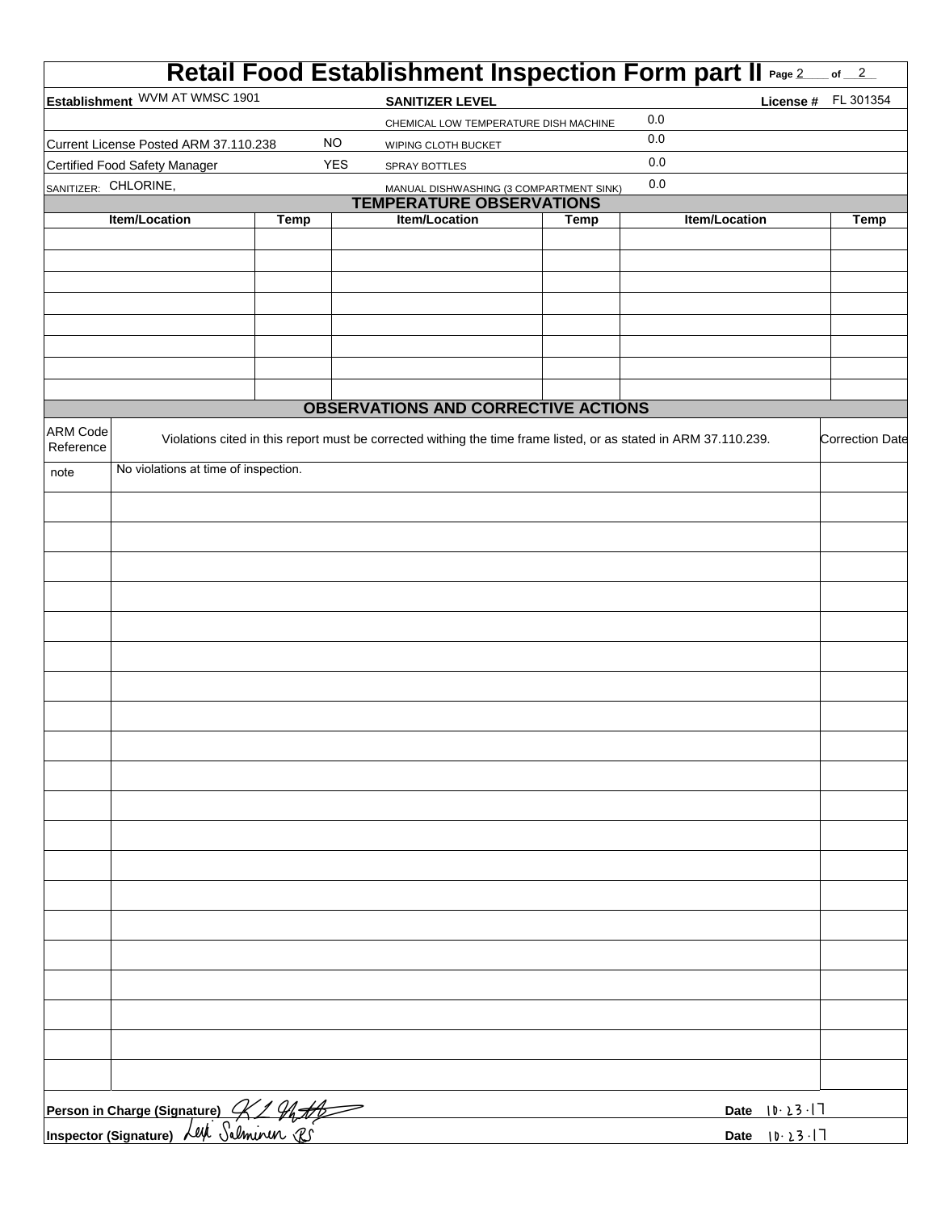# Retail Food Establishment Inspection Form part II

Page 2 of 2

| | | | |
|---|---|---|---|
| Establishment WVM AT WMSC 1901 | | **SANITIZER LEVEL** | License # FL 301354 |
| | | CHEMICAL LOW TEMPERATURE DISH MACHINE | 0.0 |
| Current License Posted ARM 37.110.238 | NO | WIPING CLOTH BUCKET | 0.0 |
| Certified Food Safety Manager | YES | SPRAY BOTTLES | 0.0 |
| SANITIZER: CHLORINE, | | MANUAL DISHWASHING (3 COMPARTMENT SINK) | 0.0 |

## TEMPERATURE OBSERVATIONS

| Item/Location | Temp | Item/Location | Temp | Item/Location | Temp |
|---|---|---|---|---|---|
| | | | | | |
| | | | | | |
| | | | | | |
| | | | | | |
| | | | | | |
| | | | | | |
| | | | | | |
| | | | | | |

## OBSERVATIONS AND CORRECTIVE ACTIONS

| ARM Code Reference | Violations cited in this report must be corrected withing the time frame listed, or as stated in ARM 37.110.239. | Correction Date |
|---|---|---|
| note | No violations at time of inspection. | |

Person in Charge (Signature) [signature] Date 10.23.17

Inspector (Signature) Lexi Salminen RS Date 10.23.17